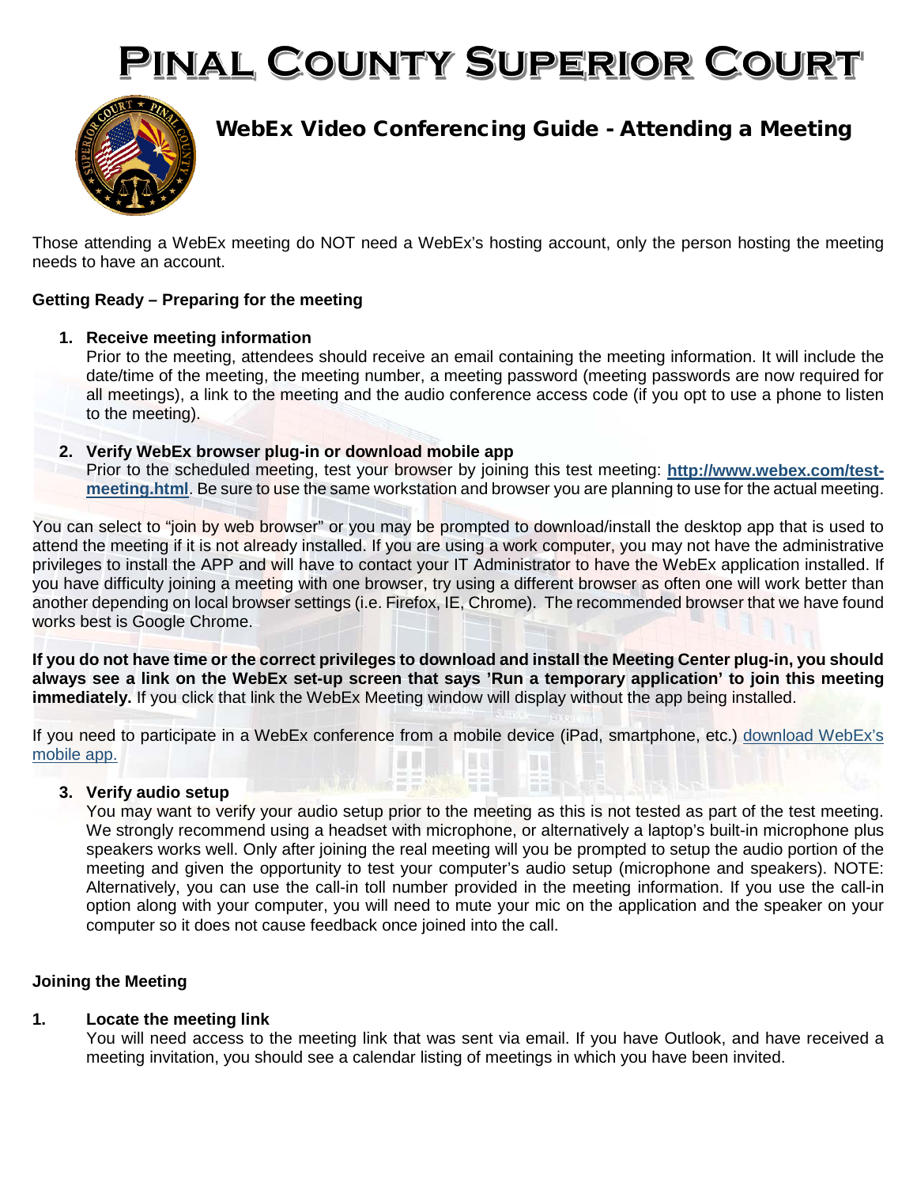# Pinal County Superior Court

## WebEx Video Conferencing Guide - Attending a Meeting

Those attending a WebEx meeting do NOT need a WebEx's hosting account, only the person hosting the meeting needs to have an account.

**Getting Ready – Preparing for the meeting**

1. **Receive meeting information**
   Prior to the meeting, attendees should receive an email containing the meeting information. It will include the date/time of the meeting, the meeting number, a meeting password (meeting passwords are now required for all meetings), a link to the meeting and the audio conference access code (if you opt to use a phone to listen to the meeting).

2. **Verify WebEx browser plug-in or download mobile app**
   Prior to the scheduled meeting, test your browser by joining this test meeting: **[http://www.webex.com/test-meeting.html](http://www.webex.com/test-meeting.html)**. Be sure to use the same workstation and browser you are planning to use for the actual meeting.

You can select to "join by web browser" or you may be prompted to download/install the desktop app that is used to attend the meeting if it is not already installed. If you are using a work computer, you may not have the administrative privileges to install the APP and will have to contact your IT Administrator to have the WebEx application installed. If you have difficulty joining a meeting with one browser, try using a different browser as often one will work better than another depending on local browser settings (i.e. Firefox, IE, Chrome). The recommended browser that we have found works best is Google Chrome.

**If you do not have time or the correct privileges to download and install the Meeting Center plug-in, you should always see a link on the WebEx set-up screen that says 'Run a temporary application' to join this meeting immediately.** If you click that link the WebEx Meeting window will display without the app being installed.

If you need to participate in a WebEx conference from a mobile device (iPad, smartphone, etc.) download WebEx's mobile app.

3. **Verify audio setup**
   You may want to verify your audio setup prior to the meeting as this is not tested as part of the test meeting. We strongly recommend using a headset with microphone, or alternatively a laptop's built-in microphone plus speakers works well. Only after joining the real meeting will you be prompted to setup the audio portion of the meeting and given the opportunity to test your computer's audio setup (microphone and speakers). NOTE: Alternatively, you can use the call-in toll number provided in the meeting information. If you use the call-in option along with your computer, you will need to mute your mic on the application and the speaker on your computer so it does not cause feedback once joined into the call.

**Joining the Meeting**

1. **Locate the meeting link**
   You will need access to the meeting link that was sent via email. If you have Outlook, and have received a meeting invitation, you should see a calendar listing of meetings in which you have been invited.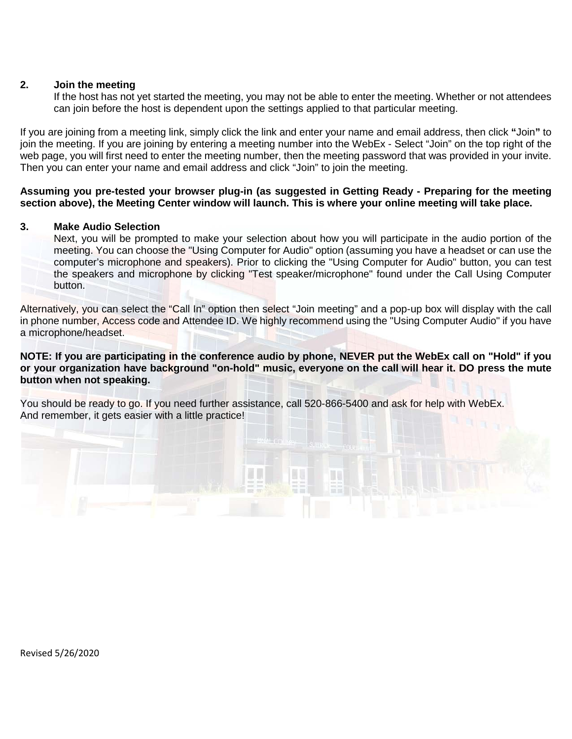## 2. Join the meeting

If the host has not yet started the meeting, you may not be able to enter the meeting. Whether or not attendees can join before the host is dependent upon the settings applied to that particular meeting.

If you are joining from a meeting link, simply click the link and enter your name and email address, then click **"**Join**"** to join the meeting. If you are joining by entering a meeting number into the WebEx - Select "Join" on the top right of the web page, you will first need to enter the meeting number, then the meeting password that was provided in your invite. Then you can enter your name and email address and click "Join" to join the meeting.

**Assuming you pre-tested your browser plug-in (as suggested in Getting Ready - Preparing for the meeting section above), the Meeting Center window will launch. This is where your online meeting will take place.**

## 3. Make Audio Selection

Next, you will be prompted to make your selection about how you will participate in the audio portion of the meeting. You can choose the "Using Computer for Audio" option (assuming you have a headset or can use the computer's microphone and speakers). Prior to clicking the "Using Computer for Audio" button, you can test the speakers and microphone by clicking "Test speaker/microphone" found under the Call Using Computer button.

Alternatively, you can select the "Call In" option then select "Join meeting" and a pop-up box will display with the call in phone number, Access code and Attendee ID. We highly recommend using the "Using Computer Audio" if you have a microphone/headset.

**NOTE: If you are participating in the conference audio by phone, NEVER put the WebEx call on "Hold" if you or your organization have background "on-hold" music, everyone on the call will hear it. DO press the mute button when not speaking.**

You should be ready to go. If you need further assistance, call 520-866-5400 and ask for help with WebEx.
And remember, it gets easier with a little practice!

Revised 5/26/2020